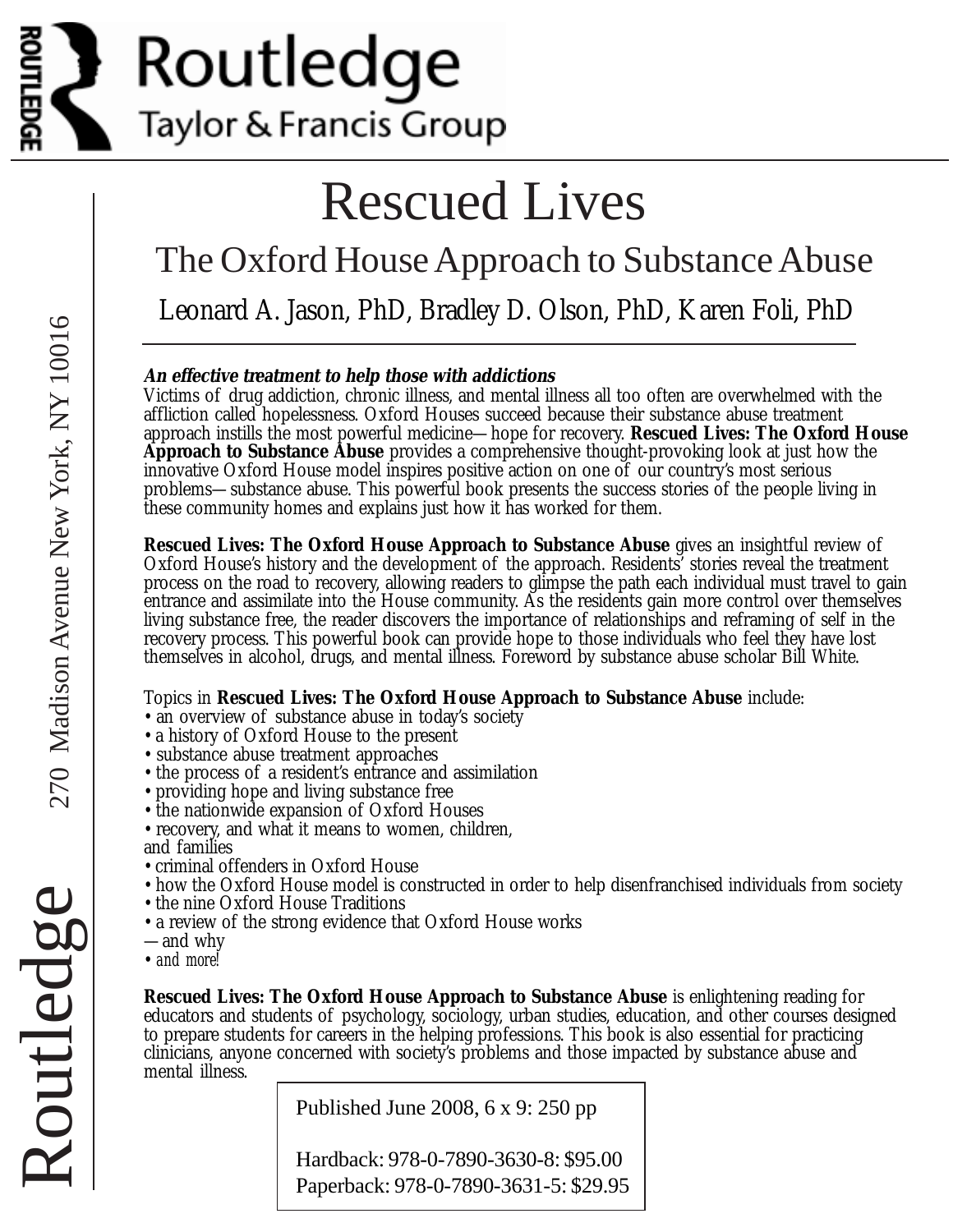Routledge
Taylor & Francis Group

270 Madison Avenue New York, NY 10016

# Rescued Lives

## The Oxford House Approach to Substance Abuse

Leonard A. Jason, PhD, Bradley D. Olson, PhD, Karen Foli, PhD

***An effective treatment to help those with addictions***

Victims of drug addiction, chronic illness, and mental illness all too often are overwhelmed with the affliction called hopelessness. Oxford Houses succeed because their substance abuse treatment approach instills the most powerful medicine—hope for recovery. **Rescued Lives: The Oxford House Approach to Substance Abuse** provides a comprehensive thought-provoking look at just how the innovative Oxford House model inspires positive action on one of our country's most serious problems—substance abuse. This powerful book presents the success stories of the people living in these community homes and explains just how it has worked for them.

**Rescued Lives: The Oxford House Approach to Substance Abuse** gives an insightful review of Oxford House's history and the development of the approach. Residents' stories reveal the treatment process on the road to recovery, allowing readers to glimpse the path each individual must travel to gain entrance and assimilate into the House community. As the residents gain more control over themselves living substance free, the reader discovers the importance of relationships and reframing of self in the recovery process. This powerful book can provide hope to those individuals who feel they have lost themselves in alcohol, drugs, and mental illness. Foreword by substance abuse scholar Bill White.

Topics in **Rescued Lives: The Oxford House Approach to Substance Abuse** include:

- an overview of substance abuse in today's society
- a history of Oxford House to the present
- substance abuse treatment approaches
- the process of a resident's entrance and assimilation
- providing hope and living substance free
- the nationwide expansion of Oxford Houses
- recovery, and what it means to women, children, and families
- criminal offenders in Oxford House
- how the Oxford House model is constructed in order to help disenfranchised individuals from society
- the nine Oxford House Traditions
- a review of the strong evidence that Oxford House works—and why
- *and more!*

**Rescued Lives: The Oxford House Approach to Substance Abuse** is enlightening reading for educators and students of psychology, sociology, urban studies, education, and other courses designed to prepare students for careers in the helping professions. This book is also essential for practicing clinicians, anyone concerned with society's problems and those impacted by substance abuse and mental illness.

Published June 2008, 6 x 9: 250 pp

Hardback: 978-0-7890-3630-8: $95.00
Paperback: 978-0-7890-3631-5: $29.95

Routledge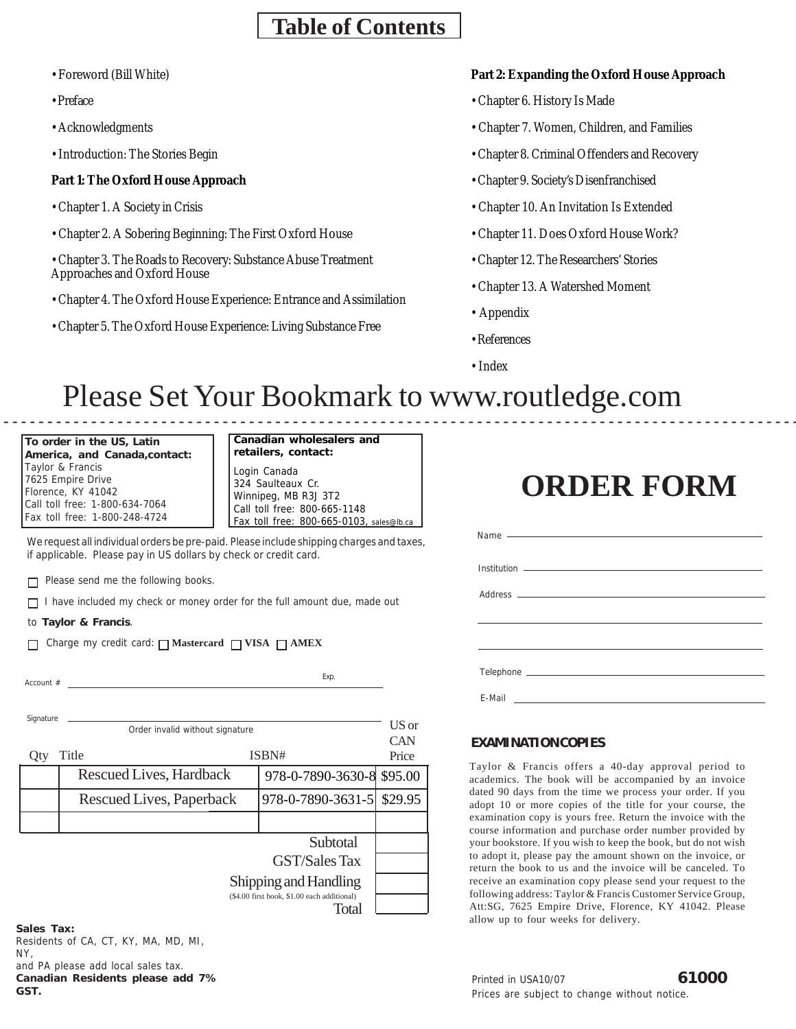# Table of Contents

- Foreword (Bill White)
- Preface
- Acknowledgments
- Introduction: The Stories Begin

**Part 1: The Oxford House Approach**

- Chapter 1. A Society in Crisis
- Chapter 2. A Sobering Beginning: The First Oxford House
- Chapter 3. The Roads to Recovery: Substance Abuse Treatment Approaches and Oxford House
- Chapter 4. The Oxford House Experience: Entrance and Assimilation
- Chapter 5. The Oxford House Experience: Living Substance Free

**Part 2: Expanding the Oxford House Approach**

- Chapter 6. History Is Made
- Chapter 7. Women, Children, and Families
- Chapter 8. Criminal Offenders and Recovery
- Chapter 9. Society's Disenfranchised
- Chapter 10. An Invitation Is Extended
- Chapter 11. Does Oxford House Work?
- Chapter 12. The Researchers' Stories
- Chapter 13. A Watershed Moment
- Appendix
- References
- Index

## Please Set Your Bookmark to www.routledge.com

**To order in the US, Latin America, and Canada,contact:**
Taylor & Francis
7625 Empire Drive
Florence, KY 41042
Call toll free: 1-800-634-7064
Fax toll free: 1-800-248-4724

**Canadian wholesalers and retailers, contact:**
Login Canada
324 Saulteaux Cr.
Winnipeg, MB R3J 3T2
Call toll free: 800-665-1148
Fax toll free: 800-665-0103, sales@lb.ca

# ORDER FORM

We request all individual orders be pre-paid. Please include shipping charges and taxes, if applicable. Please pay in US dollars by check or credit card.

☐ Please send me the following books.

☐ I have included my check or money order for the full amount due, made out to **Taylor & Francis**.

☐ Charge my credit card: ☐ **Mastercard** ☐ **VISA** ☐ **AMEX**

Account # ______________________ Exp. ________

Signature ______________________
Order invalid without signature

| Qty | Title | ISBN# | US or CAN Price |
|---|---|---|---|
| | Rescued Lives, Hardback | 978-0-7890-3630-8 | $95.00 |
| | Rescued Lives, Paperback | 978-0-7890-3631-5 | $29.95 |
| | | | |
| | | Subtotal | |
| | | GST/Sales Tax | |
| | | Shipping and Handling ($4.00 first book, $1.00 each additional) | |
| | | Total | |

**Sales Tax:**
Residents of CA, CT, KY, MA, MD, MI, NY, and PA please add local sales tax.
**Canadian Residents please add 7% GST.**

Name ______________________

Institution ______________________

Address ______________________

Telephone ______________________

E-Mail ______________________

**EXAMINATION COPIES**

Taylor & Francis offers a 40-day approval period to academics. The book will be accompanied by an invoice dated 90 days from the time we process your order. If you adopt 10 or more copies of the title for your course, the examination copy is yours free. Return the invoice with the course information and purchase order number provided by your bookstore. If you wish to keep the book, but do not wish to adopt it, please pay the amount shown on the invoice, or return the book to us and the invoice will be canceled. To receive an examination copy please send your request to the following address: Taylor & Francis Customer Service Group, Att:SG, 7625 Empire Drive, Florence, KY 41042. Please allow up to four weeks for delivery.

Printed in USA10/07 **61000**
Prices are subject to change without notice.